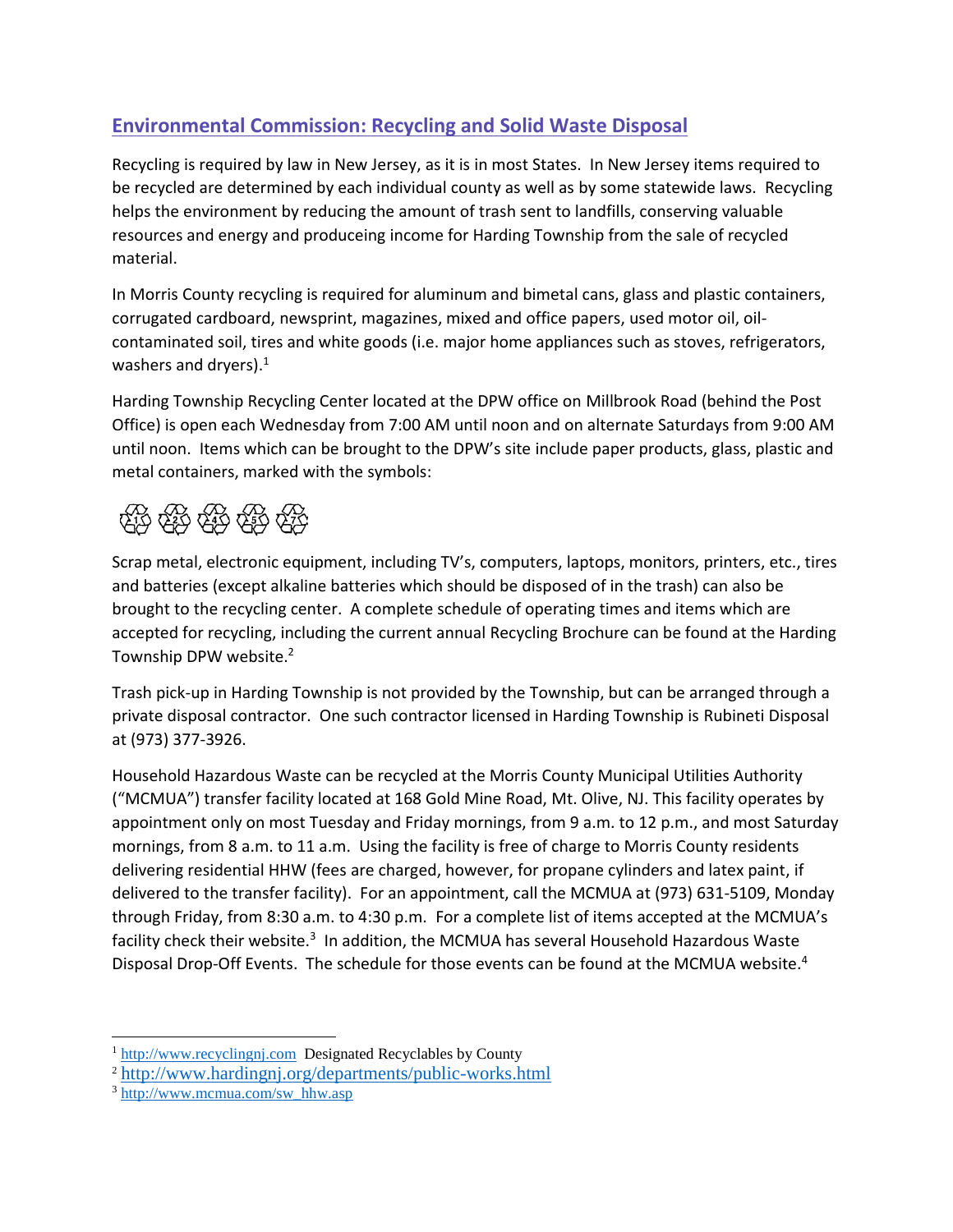## Environmental Commission: Recycling and Solid Waste Disposal

Recycling is required by law in New Jersey, as it is in most States. In New Jersey items required to be recycled are determined by each individual county as well as by some statewide laws. Recycling helps the environment by reducing the amount of trash sent to landfills, conserving valuable resources and energy and produceing income for Harding Township from the sale of recycled material.

In Morris County recycling is required for aluminum and bimetal cans, glass and plastic containers, corrugated cardboard, newsprint, magazines, mixed and office papers, used motor oil, oil-contaminated soil, tires and white goods (i.e. major home appliances such as stoves, refrigerators, washers and dryers).[1]

Harding Township Recycling Center located at the DPW office on Millbrook Road (behind the Post Office) is open each Wednesday from 7:00 AM until noon and on alternate Saturdays from 9:00 AM until noon. Items which can be brought to the DPW's site include paper products, glass, plastic and metal containers, marked with the symbols:

♳ ♴ ♶ ♷ ♹

Scrap metal, electronic equipment, including TV's, computers, laptops, monitors, printers, etc., tires and batteries (except alkaline batteries which should be disposed of in the trash) can also be brought to the recycling center. A complete schedule of operating times and items which are accepted for recycling, including the current annual Recycling Brochure can be found at the Harding Township DPW website.[2]

Trash pick-up in Harding Township is not provided by the Township, but can be arranged through a private disposal contractor. One such contractor licensed in Harding Township is Rubineti Disposal at (973) 377-3926.

Household Hazardous Waste can be recycled at the Morris County Municipal Utilities Authority ("MCMUA") transfer facility located at 168 Gold Mine Road, Mt. Olive, NJ. This facility operates by appointment only on most Tuesday and Friday mornings, from 9 a.m. to 12 p.m., and most Saturday mornings, from 8 a.m. to 11 a.m. Using the facility is free of charge to Morris County residents delivering residential HHW (fees are charged, however, for propane cylinders and latex paint, if delivered to the transfer facility). For an appointment, call the MCMUA at (973) 631-5109, Monday through Friday, from 8:30 a.m. to 4:30 p.m. For a complete list of items accepted at the MCMUA's facility check their website.[3] In addition, the MCMUA has several Household Hazardous Waste Disposal Drop-Off Events. The schedule for those events can be found at the MCMUA website.[4]

---

[1] http://www.recyclingnj.com Designated Recyclables by County

[2] http://www.hardingnj.org/departments/public-works.html

[3] http://www.mcmua.com/sw_hhw.asp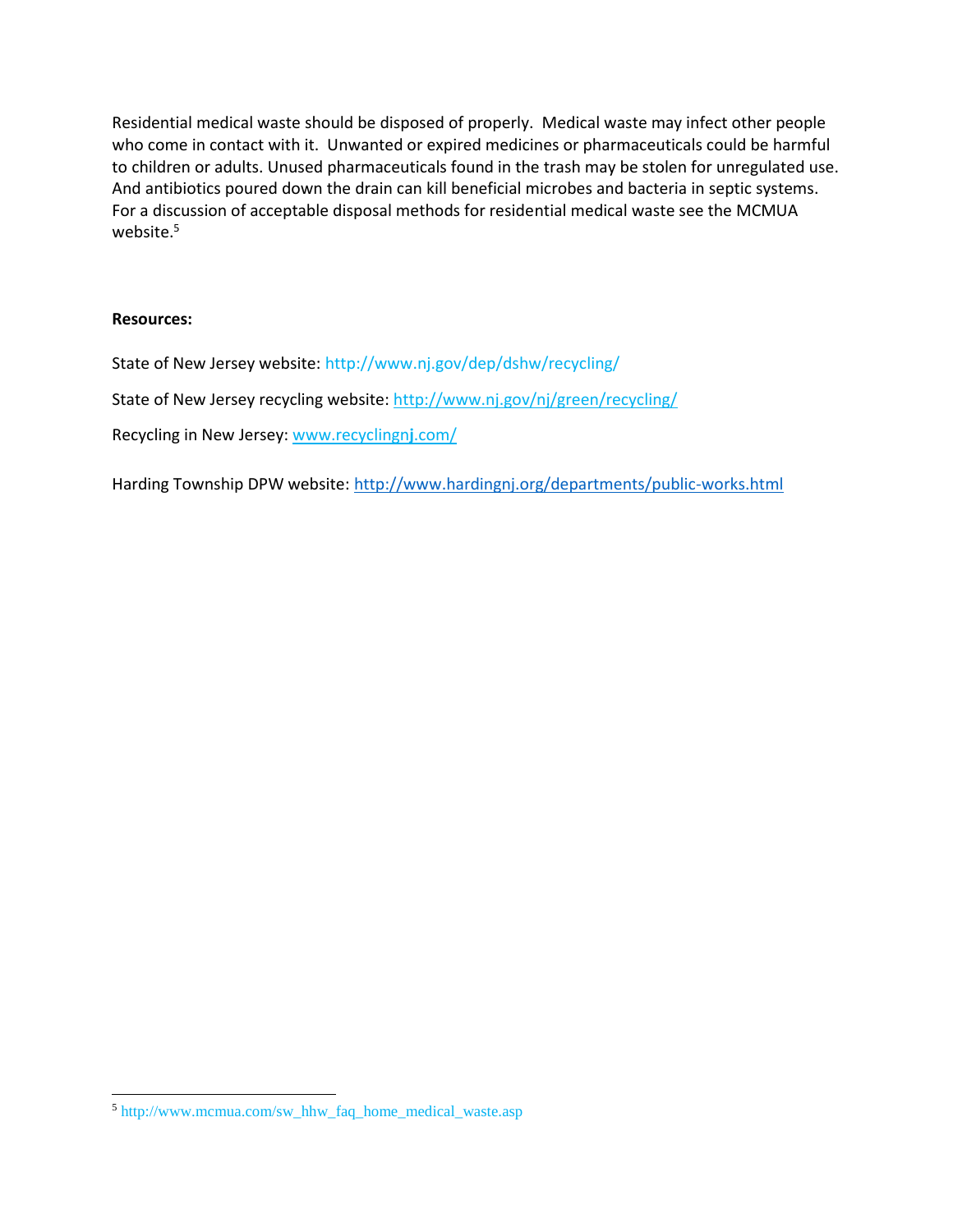Residential medical waste should be disposed of properly. Medical waste may infect other people who come in contact with it. Unwanted or expired medicines or pharmaceuticals could be harmful to children or adults. Unused pharmaceuticals found in the trash may be stolen for unregulated use. And antibiotics poured down the drain can kill beneficial microbes and bacteria in septic systems. For a discussion of acceptable disposal methods for residential medical waste see the MCMUA website.[5]

**Resources:**

State of New Jersey website: http://www.nj.gov/dep/dshw/recycling/

State of New Jersey recycling website: http://www.nj.gov/nj/green/recycling/

Recycling in New Jersey: www.recyclingnj.com/

Harding Township DPW website: http://www.hardingnj.org/departments/public-works.html

[5] http://www.mcmua.com/sw_hhw_faq_home_medical_waste.asp